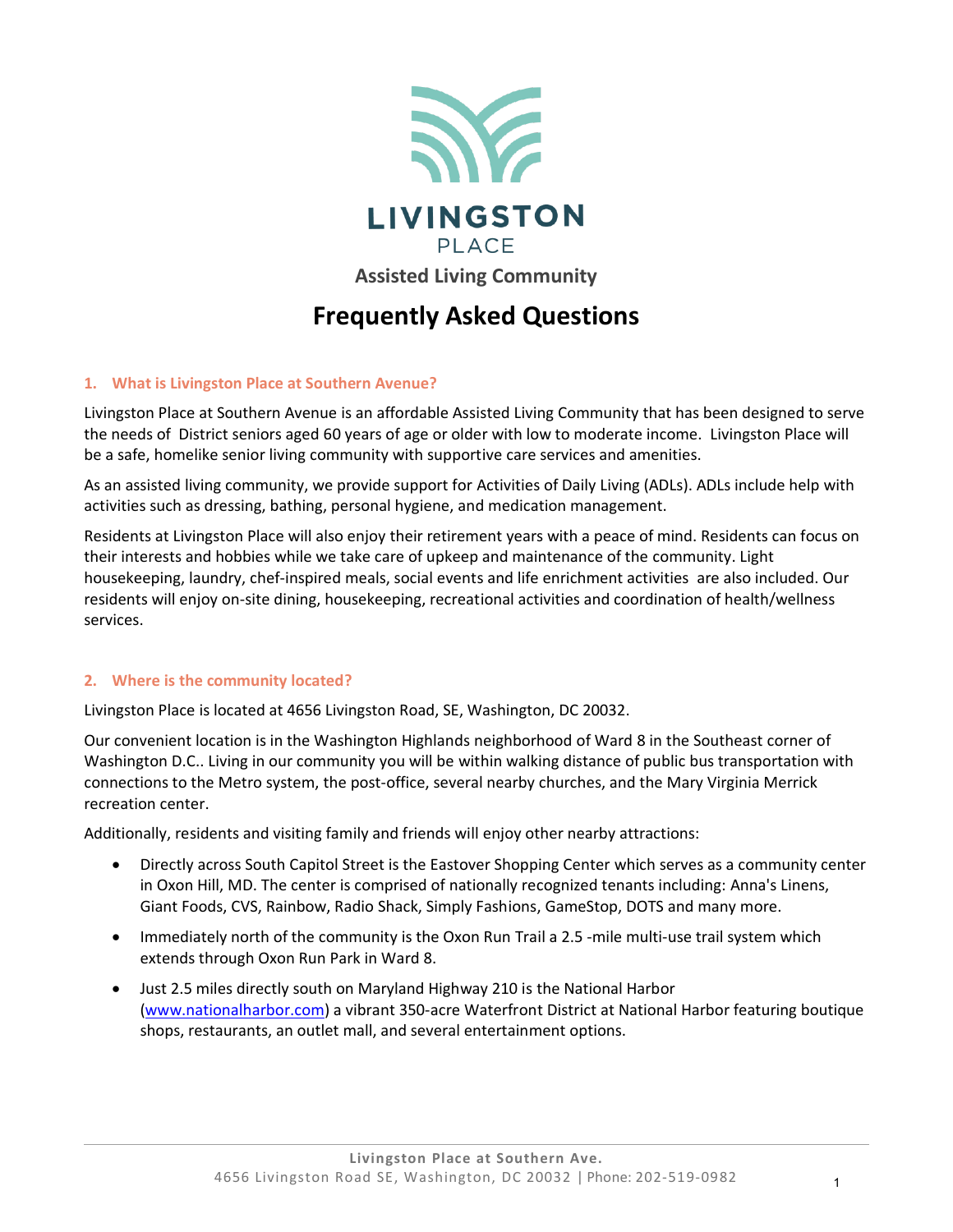# LIVINGSTON PLACE

**Assisted Living Community**

# Frequently Asked Questions

## 1. What is Livingston Place at Southern Avenue?

Livingston Place at Southern Avenue is an affordable Assisted Living Community that has been designed to serve the needs of District seniors aged 60 years of age or older with low to moderate income. Livingston Place will be a safe, homelike senior living community with supportive care services and amenities.

As an assisted living community, we provide support for Activities of Daily Living (ADLs). ADLs include help with activities such as dressing, bathing, personal hygiene, and medication management.

Residents at Livingston Place will also enjoy their retirement years with a peace of mind. Residents can focus on their interests and hobbies while we take care of upkeep and maintenance of the community. Light housekeeping, laundry, chef-inspired meals, social events and life enrichment activities are also included. Our residents will enjoy on-site dining, housekeeping, recreational activities and coordination of health/wellness services.

## 2. Where is the community located?

Livingston Place is located at 4656 Livingston Road, SE, Washington, DC 20032.

Our convenient location is in the Washington Highlands neighborhood of Ward 8 in the Southeast corner of Washington D.C.. Living in our community you will be within walking distance of public bus transportation with connections to the Metro system, the post-office, several nearby churches, and the Mary Virginia Merrick recreation center.

Additionally, residents and visiting family and friends will enjoy other nearby attractions:

- Directly across South Capitol Street is the Eastover Shopping Center which serves as a community center in Oxon Hill, MD. The center is comprised of nationally recognized tenants including: Anna's Linens, Giant Foods, CVS, Rainbow, Radio Shack, Simply Fashions, GameStop, DOTS and many more.
- Immediately north of the community is the Oxon Run Trail a 2.5 -mile multi-use trail system which extends through Oxon Run Park in Ward 8.
- Just 2.5 miles directly south on Maryland Highway 210 is the National Harbor (www.nationalharbor.com) a vibrant 350-acre Waterfront District at National Harbor featuring boutique shops, restaurants, an outlet mall, and several entertainment options.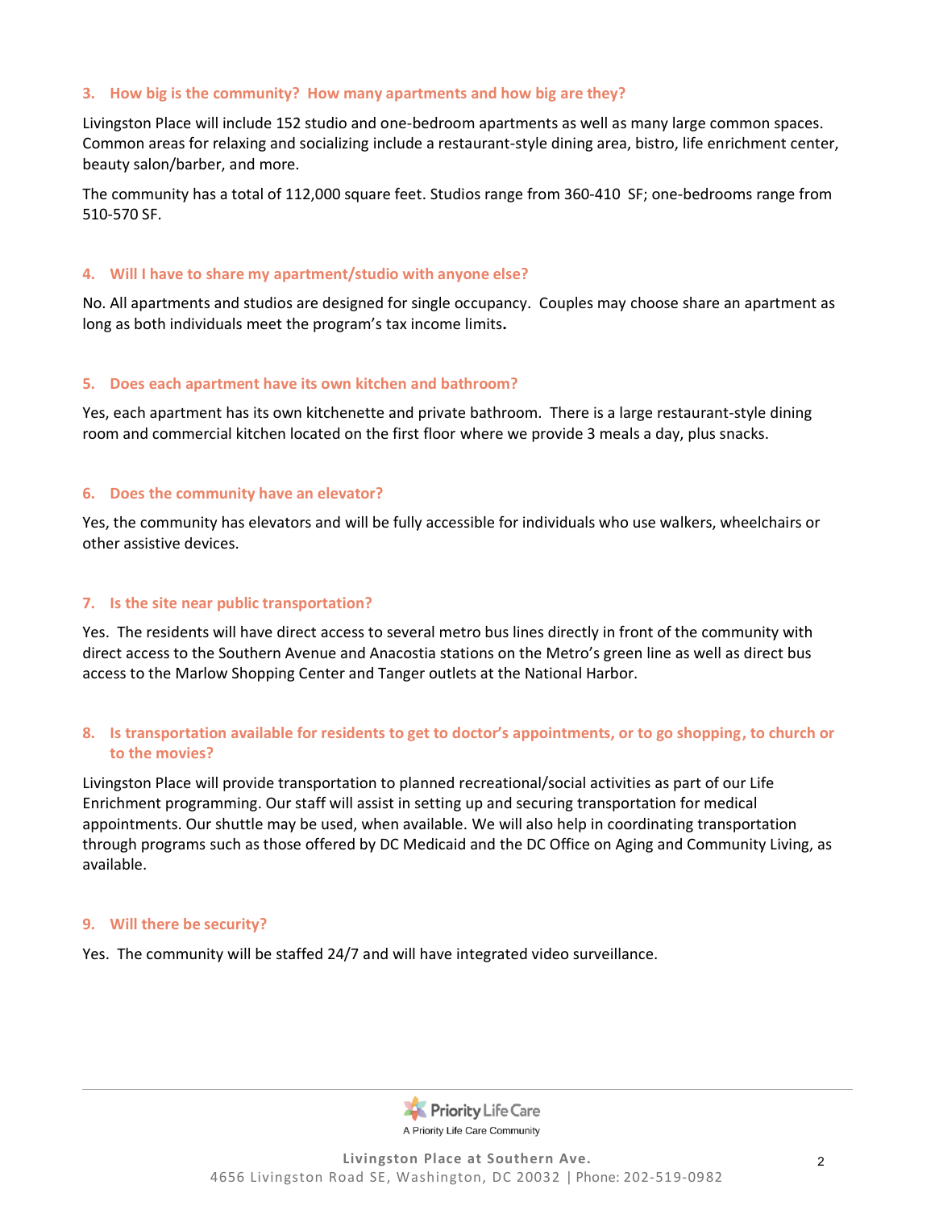### 3. How big is the community? How many apartments and how big are they?

Livingston Place will include 152 studio and one-bedroom apartments as well as many large common spaces. Common areas for relaxing and socializing include a restaurant-style dining area, bistro, life enrichment center, beauty salon/barber, and more.

The community has a total of 112,000 square feet. Studios range from 360-410 SF; one-bedrooms range from 510-570 SF.

### 4. Will I have to share my apartment/studio with anyone else?

No. All apartments and studios are designed for single occupancy. Couples may choose share an apartment as long as both individuals meet the program's tax income limits**.**

### 5. Does each apartment have its own kitchen and bathroom?

Yes, each apartment has its own kitchenette and private bathroom. There is a large restaurant-style dining room and commercial kitchen located on the first floor where we provide 3 meals a day, plus snacks.

### 6. Does the community have an elevator?

Yes, the community has elevators and will be fully accessible for individuals who use walkers, wheelchairs or other assistive devices.

### 7. Is the site near public transportation?

Yes. The residents will have direct access to several metro bus lines directly in front of the community with direct access to the Southern Avenue and Anacostia stations on the Metro's green line as well as direct bus access to the Marlow Shopping Center and Tanger outlets at the National Harbor.

### 8. Is transportation available for residents to get to doctor's appointments, or to go shopping, to church or to the movies?

Livingston Place will provide transportation to planned recreational/social activities as part of our Life Enrichment programming. Our staff will assist in setting up and securing transportation for medical appointments. Our shuttle may be used, when available. We will also help in coordinating transportation through programs such as those offered by DC Medicaid and the DC Office on Aging and Community Living, as available.

### 9. Will there be security?

Yes. The community will be staffed 24/7 and will have integrated video surveillance.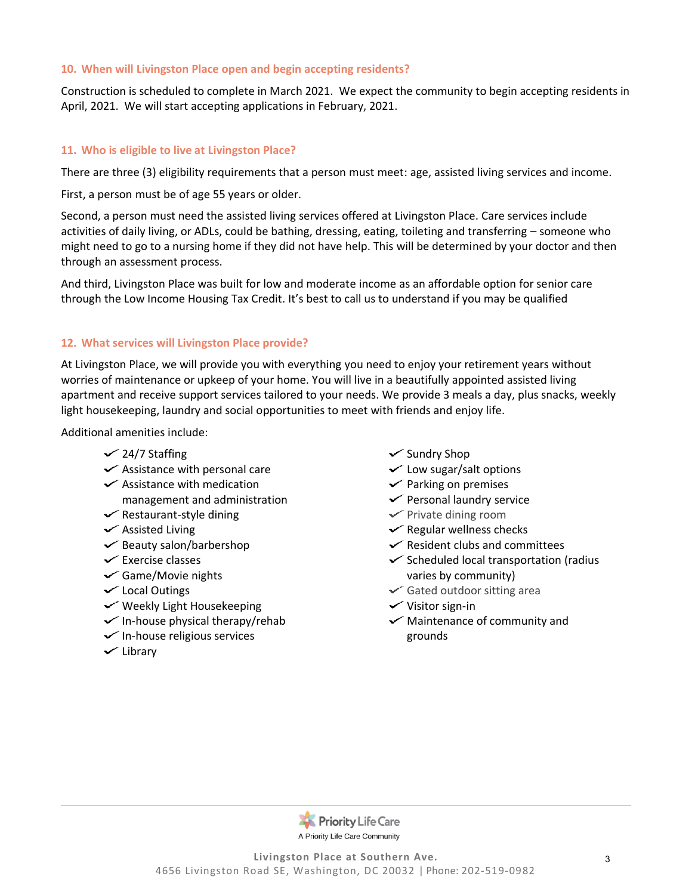### 10. When will Livingston Place open and begin accepting residents?

Construction is scheduled to complete in March 2021. We expect the community to begin accepting residents in April, 2021. We will start accepting applications in February, 2021.

### 11. Who is eligible to live at Livingston Place?

There are three (3) eligibility requirements that a person must meet: age, assisted living services and income.

First, a person must be of age 55 years or older.

Second, a person must need the assisted living services offered at Livingston Place. Care services include activities of daily living, or ADLs, could be bathing, dressing, eating, toileting and transferring – someone who might need to go to a nursing home if they did not have help. This will be determined by your doctor and then through an assessment process.

And third, Livingston Place was built for low and moderate income as an affordable option for senior care through the Low Income Housing Tax Credit. It's best to call us to understand if you may be qualified

### 12. What services will Livingston Place provide?

At Livingston Place, we will provide you with everything you need to enjoy your retirement years without worries of maintenance or upkeep of your home. You will live in a beautifully appointed assisted living apartment and receive support services tailored to your needs. We provide 3 meals a day, plus snacks, weekly light housekeeping, laundry and social opportunities to meet with friends and enjoy life.

Additional amenities include:

- 24/7 Staffing
- Assistance with personal care
- Assistance with medication management and administration
- Restaurant-style dining
- Assisted Living
- Beauty salon/barbershop
- Exercise classes
- Game/Movie nights
- Local Outings
- Weekly Light Housekeeping
- In-house physical therapy/rehab
- In-house religious services
- Library
- Sundry Shop
- Low sugar/salt options
- Parking on premises
- Personal laundry service
- Private dining room
- Regular wellness checks
- Resident clubs and committees
- Scheduled local transportation (radius varies by community)
- Gated outdoor sitting area
- Visitor sign-in
- Maintenance of community and grounds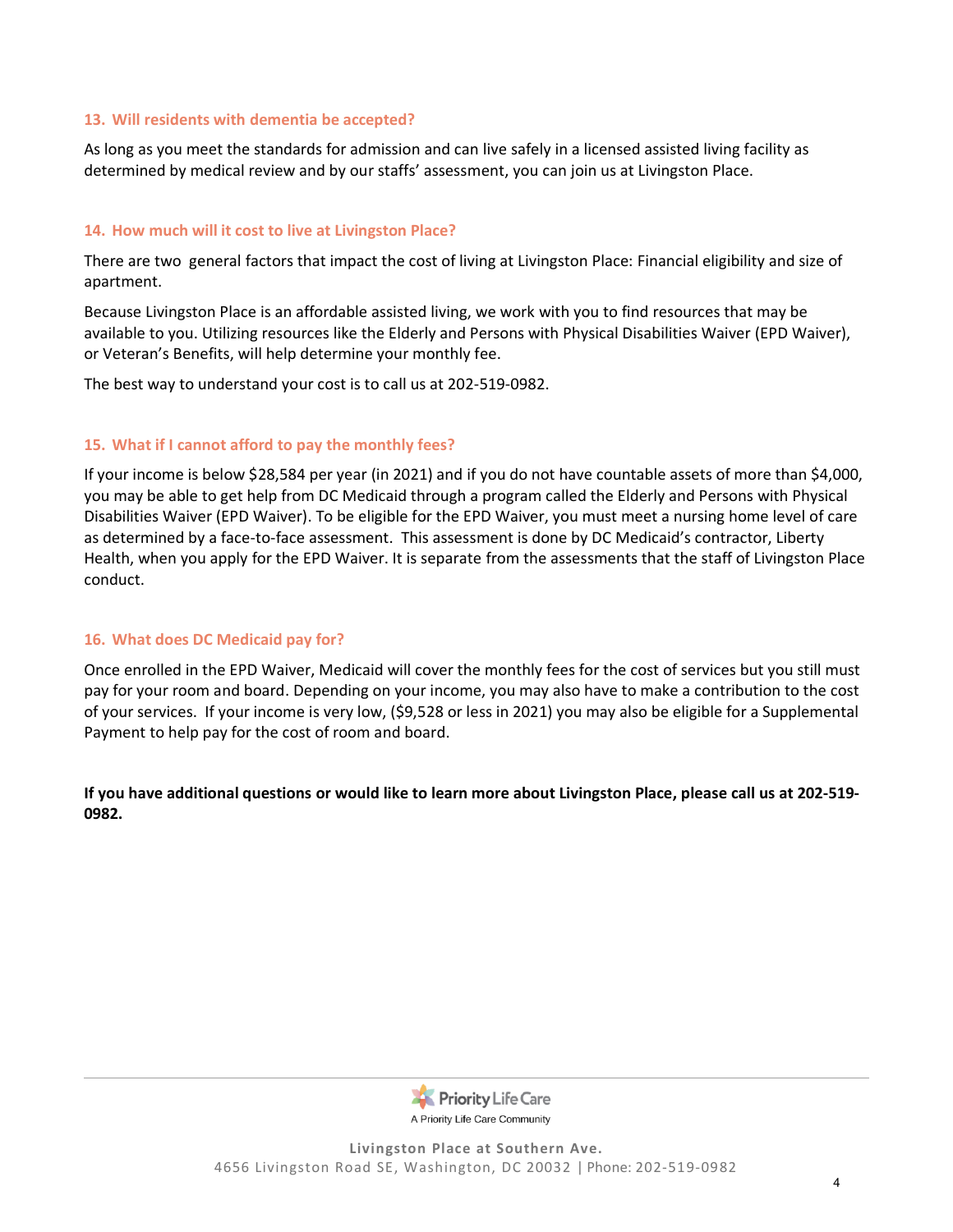### 13. Will residents with dementia be accepted?

As long as you meet the standards for admission and can live safely in a licensed assisted living facility as determined by medical review and by our staffs' assessment, you can join us at Livingston Place.

### 14. How much will it cost to live at Livingston Place?

There are two general factors that impact the cost of living at Livingston Place: Financial eligibility and size of apartment.

Because Livingston Place is an affordable assisted living, we work with you to find resources that may be available to you. Utilizing resources like the Elderly and Persons with Physical Disabilities Waiver (EPD Waiver), or Veteran's Benefits, will help determine your monthly fee.

The best way to understand your cost is to call us at 202-519-0982.

### 15. What if I cannot afford to pay the monthly fees?

If your income is below $28,584 per year (in 2021) and if you do not have countable assets of more than $4,000, you may be able to get help from DC Medicaid through a program called the Elderly and Persons with Physical Disabilities Waiver (EPD Waiver). To be eligible for the EPD Waiver, you must meet a nursing home level of care as determined by a face-to-face assessment. This assessment is done by DC Medicaid's contractor, Liberty Health, when you apply for the EPD Waiver. It is separate from the assessments that the staff of Livingston Place conduct.

### 16. What does DC Medicaid pay for?

Once enrolled in the EPD Waiver, Medicaid will cover the monthly fees for the cost of services but you still must pay for your room and board. Depending on your income, you may also have to make a contribution to the cost of your services. If your income is very low, ($9,528 or less in 2021) you may also be eligible for a Supplemental Payment to help pay for the cost of room and board.

**If you have additional questions or would like to learn more about Livingston Place, please call us at 202-519-0982.**